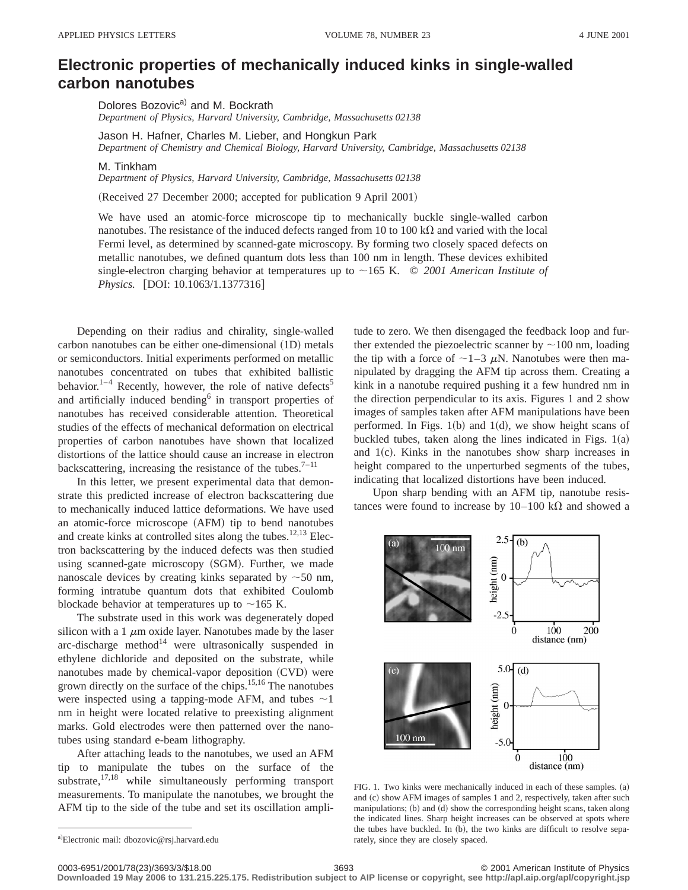# Electronic properties of mechanically induced kinks in single-walled carbon nanotubes

Dolores Bozovic[a] and M. Bockrath
*Department of Physics, Harvard University, Cambridge, Massachusetts 02138*

Jason H. Hafner, Charles M. Lieber, and Hongkun Park
*Department of Chemistry and Chemical Biology, Harvard University, Cambridge, Massachusetts 02138*

M. Tinkham
*Department of Physics, Harvard University, Cambridge, Massachusetts 02138*

(Received 27 December 2000; accepted for publication 9 April 2001)

We have used an atomic-force microscope tip to mechanically buckle single-walled carbon nanotubes. The resistance of the induced defects ranged from 10 to 100 kΩ and varied with the local Fermi level, as determined by scanned-gate microscopy. By forming two closely spaced defects on metallic nanotubes, we defined quantum dots less than 100 nm in length. These devices exhibited single-electron charging behavior at temperatures up to ~165 K. © *2001 American Institute of Physics.* [DOI: 10.1063/1.1377316]

Depending on their radius and chirality, single-walled carbon nanotubes can be either one-dimensional (1D) metals or semiconductors. Initial experiments performed on metallic nanotubes concentrated on tubes that exhibited ballistic behavior.[1–4] Recently, however, the role of native defects[5] and artificially induced bending[6] in transport properties of nanotubes has received considerable attention. Theoretical studies of the effects of mechanical deformation on electrical properties of carbon nanotubes have shown that localized distortions of the lattice should cause an increase in electron backscattering, increasing the resistance of the tubes.[7–11]

In this letter, we present experimental data that demonstrate this predicted increase of electron backscattering due to mechanically induced lattice deformations. We have used an atomic-force microscope (AFM) tip to bend nanotubes and create kinks at controlled sites along the tubes.[12,13] Electron backscattering by the induced defects was then studied using scanned-gate microscopy (SGM). Further, we made nanoscale devices by creating kinks separated by ~50 nm, forming intratube quantum dots that exhibited Coulomb blockade behavior at temperatures up to ~165 K.

The substrate used in this work was degenerately doped silicon with a 1 μm oxide layer. Nanotubes made by the laser arc-discharge method[14] were ultrasonically suspended in ethylene dichloride and deposited on the substrate, while nanotubes made by chemical-vapor deposition (CVD) were grown directly on the surface of the chips.[15,16] The nanotubes were inspected using a tapping-mode AFM, and tubes ~1 nm in height were located relative to preexisting alignment marks. Gold electrodes were then patterned over the nanotubes using standard e-beam lithography.

After attaching leads to the nanotubes, we used an AFM tip to manipulate the tubes on the surface of the substrate,[17,18] while simultaneously performing transport measurements. To manipulate the nanotubes, we brought the AFM tip to the side of the tube and set its oscillation amplitude to zero. We then disengaged the feedback loop and further extended the piezoelectric scanner by ~100 nm, loading the tip with a force of ~1–3 μN. Nanotubes were then manipulated by dragging the AFM tip across them. Creating a kink in a nanotube required pushing it a few hundred nm in the direction perpendicular to its axis. Figures 1 and 2 show images of samples taken after AFM manipulations have been performed. In Figs. 1(b) and 1(d), we show height scans of buckled tubes, taken along the lines indicated in Figs. 1(a) and 1(c). Kinks in the nanotubes show sharp increases in height compared to the unperturbed segments of the tubes, indicating that localized distortions have been induced.

Upon sharp bending with an AFM tip, nanotube resistances were found to increase by 10–100 kΩ and showed a

FIG. 1. Two kinks were mechanically induced in each of these samples. (a) and (c) show AFM images of samples 1 and 2, respectively, taken after such manipulations; (b) and (d) show the corresponding height scans, taken along the indicated lines. Sharp height increases can be observed at spots where the tubes have buckled. In (b), the two kinks are difficult to resolve separately, since they are closely spaced.

[a]Electronic mail: dbozovic@rsj.harvard.edu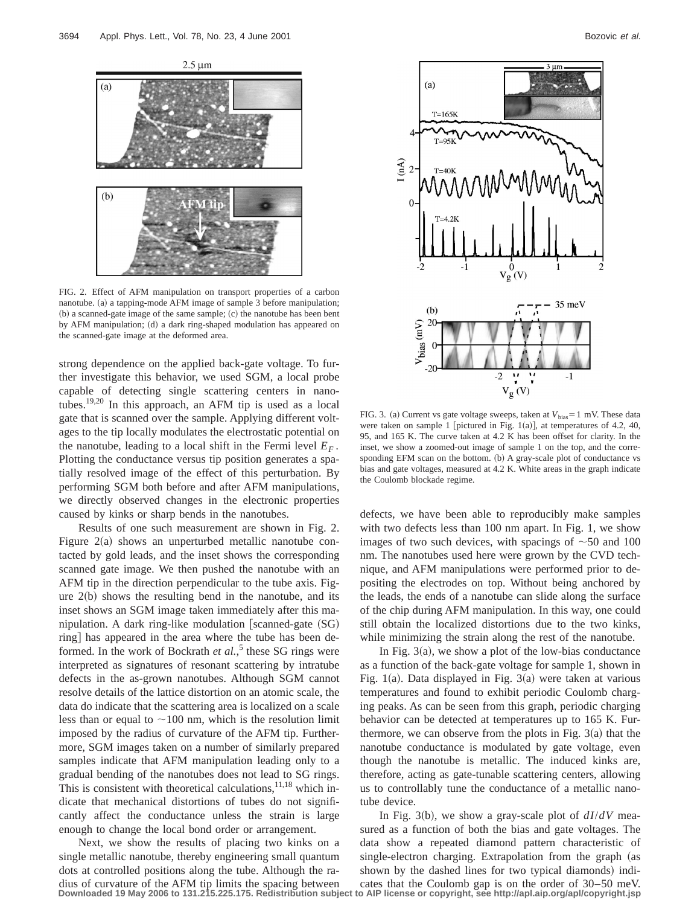FIG. 2. Effect of AFM manipulation on transport properties of a carbon nanotube. (a) a tapping-mode AFM image of sample 3 before manipulation; (b) a scanned-gate image of the same sample; (c) the nanotube has been bent by AFM manipulation; (d) a dark ring-shaped modulation has appeared on the scanned-gate image at the deformed area.

strong dependence on the applied back-gate voltage. To further investigate this behavior, we used SGM, a local probe capable of detecting single scattering centers in nanotubes.[19,20] In this approach, an AFM tip is used as a local gate that is scanned over the sample. Applying different voltages to the tip locally modulates the electrostatic potential on the nanotube, leading to a local shift in the Fermi level $E_F$. Plotting the conductance versus tip position generates a spatially resolved image of the effect of this perturbation. By performing SGM both before and after AFM manipulations, we directly observed changes in the electronic properties caused by kinks or sharp bends in the nanotubes.

Results of one such measurement are shown in Fig. 2. Figure 2(a) shows an unperturbed metallic nanotube contacted by gold leads, and the inset shows the corresponding scanned gate image. We then pushed the nanotube with an AFM tip in the direction perpendicular to the tube axis. Figure 2(b) shows the resulting bend in the nanotube, and its inset shows an SGM image taken immediately after this manipulation. A dark ring-like modulation [scanned-gate (SG) ring] has appeared in the area where the tube has been deformed. In the work of Bockrath *et al.*,[5] these SG rings were interpreted as signatures of resonant scattering by intratube defects in the as-grown nanotubes. Although SGM cannot resolve details of the lattice distortion on an atomic scale, the data do indicate that the scattering area is localized on a scale less than or equal to ~100 nm, which is the resolution limit imposed by the radius of curvature of the AFM tip. Furthermore, SGM images taken on a number of similarly prepared samples indicate that AFM manipulation leading only to a gradual bending of the nanotubes does not lead to SG rings. This is consistent with theoretical calculations,[11,18] which indicate that mechanical distortions of tubes do not significantly affect the conductance unless the strain is large enough to change the local bond order or arrangement.

Next, we show the results of placing two kinks on a single metallic nanotube, thereby engineering small quantum dots at controlled positions along the tube. Although the radius of curvature of the AFM tip limits the spacing between defects, we have been able to reproducibly make samples with two defects less than 100 nm apart. In Fig. 1, we show images of two such devices, with spacings of ~50 and 100 nm. The nanotubes used here were grown by the CVD technique, and AFM manipulations were performed prior to depositing the electrodes on top. Without being anchored by the leads, the ends of a nanotube can slide along the surface of the chip during AFM manipulation. In this way, one could still obtain the localized distortions due to the two kinks, while minimizing the strain along the rest of the nanotube.

FIG. 3. (a) Current vs gate voltage sweeps, taken at $V_{bias}$ = 1 mV. These data were taken on sample 1 [pictured in Fig. 1(a)], at temperatures of 4.2, 40, 95, and 165 K. The curve taken at 4.2 K has been offset for clarity. In the inset, we show a zoomed-out image of sample 1 on the top, and the corresponding EFM scan on the bottom. (b) A gray-scale plot of conductance vs bias and gate voltages, measured at 4.2 K. White areas in the graph indicate the Coulomb blockade regime.

In Fig. 3(a), we show a plot of the low-bias conductance as a function of the back-gate voltage for sample 1, shown in Fig. 1(a). Data displayed in Fig. 3(a) were taken at various temperatures and found to exhibit periodic Coulomb charging peaks. As can be seen from this graph, periodic charging behavior can be detected at temperatures up to 165 K. Furthermore, we can observe from the plots in Fig. 3(a) that the nanotube conductance is modulated by gate voltage, even though the nanotube is metallic. The induced kinks are, therefore, acting as gate-tunable scattering centers, allowing us to controllably tune the conductance of a metallic nanotube device.

In Fig. 3(b), we show a gray-scale plot of $dI/dV$ measured as a function of both the bias and gate voltages. The data show a repeated diamond pattern characteristic of single-electron charging. Extrapolation from the graph (as shown by the dashed lines for two typical diamonds) indicates that the Coulomb gap is on the order of 30–50 meV.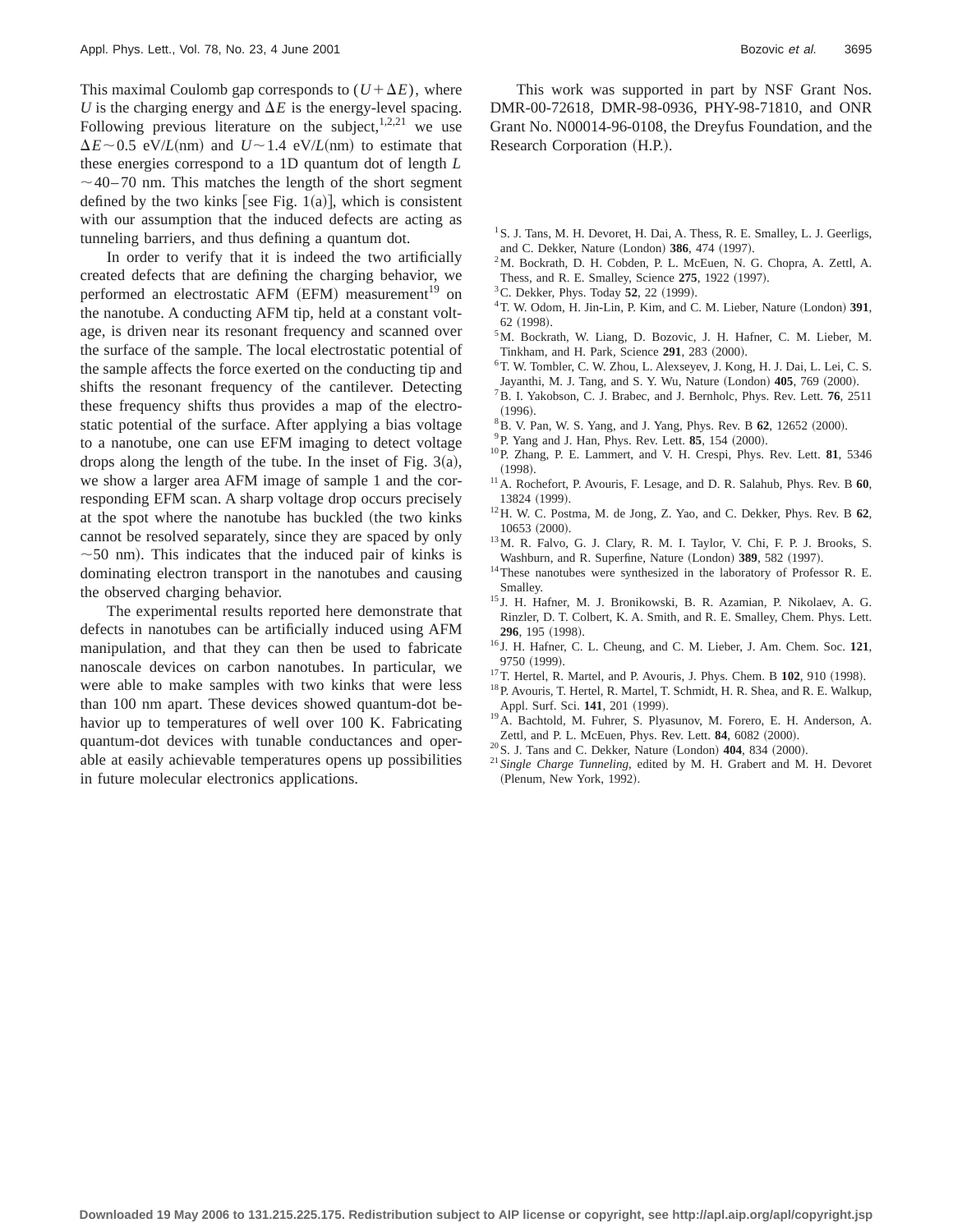This maximal Coulomb gap corresponds to $(U+\Delta E)$, where $U$ is the charging energy and $\Delta E$ is the energy-level spacing. Following previous literature on the subject,[1,2,21] we use $\Delta E \sim 0.5$ eV/$L$(nm) and $U \sim 1.4$ eV/$L$(nm) to estimate that these energies correspond to a 1D quantum dot of length $L \sim 40$–70 nm. This matches the length of the short segment defined by the two kinks [see Fig. 1(a)], which is consistent with our assumption that the induced defects are acting as tunneling barriers, and thus defining a quantum dot.

In order to verify that it is indeed the two artificially created defects that are defining the charging behavior, we performed an electrostatic AFM (EFM) measurement[19] on the nanotube. A conducting AFM tip, held at a constant voltage, is driven near its resonant frequency and scanned over the surface of the sample. The local electrostatic potential of the sample affects the force exerted on the conducting tip and shifts the resonant frequency of the cantilever. Detecting these frequency shifts thus provides a map of the electrostatic potential of the surface. After applying a bias voltage to a nanotube, one can use EFM imaging to detect voltage drops along the length of the tube. In the inset of Fig. 3(a), we show a larger area AFM image of sample 1 and the corresponding EFM scan. A sharp voltage drop occurs precisely at the spot where the nanotube has buckled (the two kinks cannot be resolved separately, since they are spaced by only ~50 nm). This indicates that the induced pair of kinks is dominating electron transport in the nanotubes and causing the observed charging behavior.

The experimental results reported here demonstrate that defects in nanotubes can be artificially induced using AFM manipulation, and that they can then be used to fabricate nanoscale devices on carbon nanotubes. In particular, we were able to make samples with two kinks that were less than 100 nm apart. These devices showed quantum-dot behavior up to temperatures of well over 100 K. Fabricating quantum-dot devices with tunable conductances and operable at easily achievable temperatures opens up possibilities in future molecular electronics applications.

This work was supported in part by NSF Grant Nos. DMR-00-72618, DMR-98-0936, PHY-98-71810, and ONR Grant No. N00014-96-0108, the Dreyfus Foundation, and the Research Corporation (H.P.).

[1] S. J. Tans, M. H. Devoret, H. Dai, A. Thess, R. E. Smalley, L. J. Geerligs, and C. Dekker, Nature (London) **386**, 474 (1997).

[2] M. Bockrath, D. H. Cobden, P. L. McEuen, N. G. Chopra, A. Zettl, A. Thess, and R. E. Smalley, Science **275**, 1922 (1997).

[3] C. Dekker, Phys. Today **52**, 22 (1999).

[4] T. W. Odom, H. Jin-Lin, P. Kim, and C. M. Lieber, Nature (London) **391**, 62 (1998).

[5] M. Bockrath, W. Liang, D. Bozovic, J. H. Hafner, C. M. Lieber, M. Tinkham, and H. Park, Science **291**, 283 (2000).

[6] T. W. Tombler, C. W. Zhou, L. Alexseyev, J. Kong, H. J. Dai, L. Lei, C. S. Jayanthi, M. J. Tang, and S. Y. Wu, Nature (London) **405**, 769 (2000).

[7] B. I. Yakobson, C. J. Brabec, and J. Bernholc, Phys. Rev. Lett. **76**, 2511 (1996).

[8] B. V. Pan, W. S. Yang, and J. Yang, Phys. Rev. B **62**, 12652 (2000).

[9] P. Yang and J. Han, Phys. Rev. Lett. **85**, 154 (2000).

[10] P. Zhang, P. E. Lammert, and V. H. Crespi, Phys. Rev. Lett. **81**, 5346 (1998).

[11] A. Rochefort, P. Avouris, F. Lesage, and D. R. Salahub, Phys. Rev. B **60**, 13824 (1999).

[12] H. W. C. Postma, M. de Jong, Z. Yao, and C. Dekker, Phys. Rev. B **62**, 10653 (2000).

[13] M. R. Falvo, G. J. Clary, R. M. I. Taylor, V. Chi, F. P. J. Brooks, S. Washburn, and R. Superfine, Nature (London) **389**, 582 (1997).

[14] These nanotubes were synthesized in the laboratory of Professor R. E. Smalley.

[15] J. H. Hafner, M. J. Bronikowski, B. R. Azamian, P. Nikolaev, A. G. Rinzler, D. T. Colbert, K. A. Smith, and R. E. Smalley, Chem. Phys. Lett. **296**, 195 (1998).

[16] J. H. Hafner, C. L. Cheung, and C. M. Lieber, J. Am. Chem. Soc. **121**, 9750 (1999).

[17] T. Hertel, R. Martel, and P. Avouris, J. Phys. Chem. B **102**, 910 (1998).

[18] P. Avouris, T. Hertel, R. Martel, T. Schmidt, H. R. Shea, and R. E. Walkup, Appl. Surf. Sci. **141**, 201 (1999).

[19] A. Bachtold, M. Fuhrer, S. Plyasunov, M. Forero, E. H. Anderson, A. Zettl, and P. L. McEuen, Phys. Rev. Lett. **84**, 6082 (2000).

[20] S. J. Tans and C. Dekker, Nature (London) **404**, 834 (2000).

[21] *Single Charge Tunneling*, edited by M. H. Grabert and M. H. Devoret (Plenum, New York, 1992).